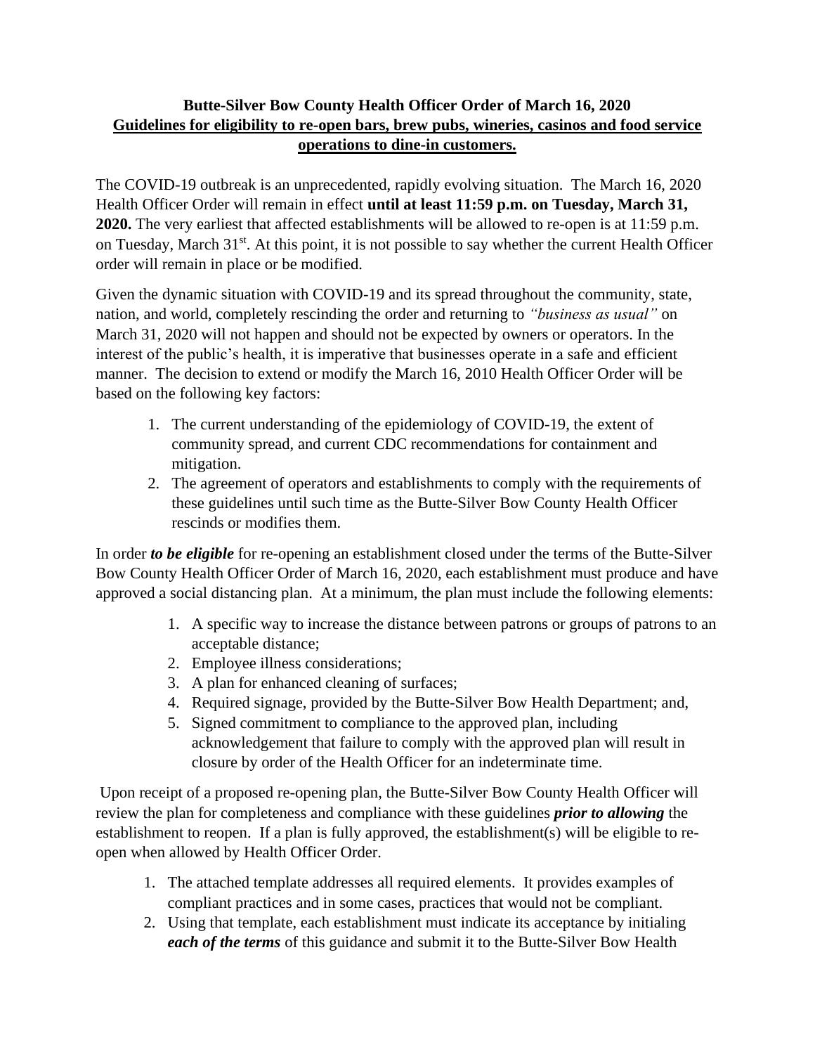**Butte-Silver Bow County Health Officer Order of March 16, 2020**
**<u>Guidelines for eligibility to re-open bars, brew pubs, wineries, casinos and food service operations to dine-in customers.</u>**

The COVID-19 outbreak is an unprecedented, rapidly evolving situation. The March 16, 2020 Health Officer Order will remain in effect **until at least 11:59 p.m. on Tuesday, March 31, 2020.** The very earliest that affected establishments will be allowed to re-open is at 11:59 p.m. on Tuesday, March 31st. At this point, it is not possible to say whether the current Health Officer order will remain in place or be modified.

Given the dynamic situation with COVID-19 and its spread throughout the community, state, nation, and world, completely rescinding the order and returning to *"business as usual"* on March 31, 2020 will not happen and should not be expected by owners or operators. In the interest of the public's health, it is imperative that businesses operate in a safe and efficient manner. The decision to extend or modify the March 16, 2010 Health Officer Order will be based on the following key factors:

1. The current understanding of the epidemiology of COVID-19, the extent of community spread, and current CDC recommendations for containment and mitigation.
2. The agreement of operators and establishments to comply with the requirements of these guidelines until such time as the Butte-Silver Bow County Health Officer rescinds or modifies them.

In order ***to be eligible*** for re-opening an establishment closed under the terms of the Butte-Silver Bow County Health Officer Order of March 16, 2020, each establishment must produce and have approved a social distancing plan. At a minimum, the plan must include the following elements:

1. A specific way to increase the distance between patrons or groups of patrons to an acceptable distance;
2. Employee illness considerations;
3. A plan for enhanced cleaning of surfaces;
4. Required signage, provided by the Butte-Silver Bow Health Department; and,
5. Signed commitment to compliance to the approved plan, including acknowledgement that failure to comply with the approved plan will result in closure by order of the Health Officer for an indeterminate time.

Upon receipt of a proposed re-opening plan, the Butte-Silver Bow County Health Officer will review the plan for completeness and compliance with these guidelines ***prior to allowing*** the establishment to reopen. If a plan is fully approved, the establishment(s) will be eligible to re-open when allowed by Health Officer Order.

1. The attached template addresses all required elements. It provides examples of compliant practices and in some cases, practices that would not be compliant.
2. Using that template, each establishment must indicate its acceptance by initialing ***each of the terms*** of this guidance and submit it to the Butte-Silver Bow Health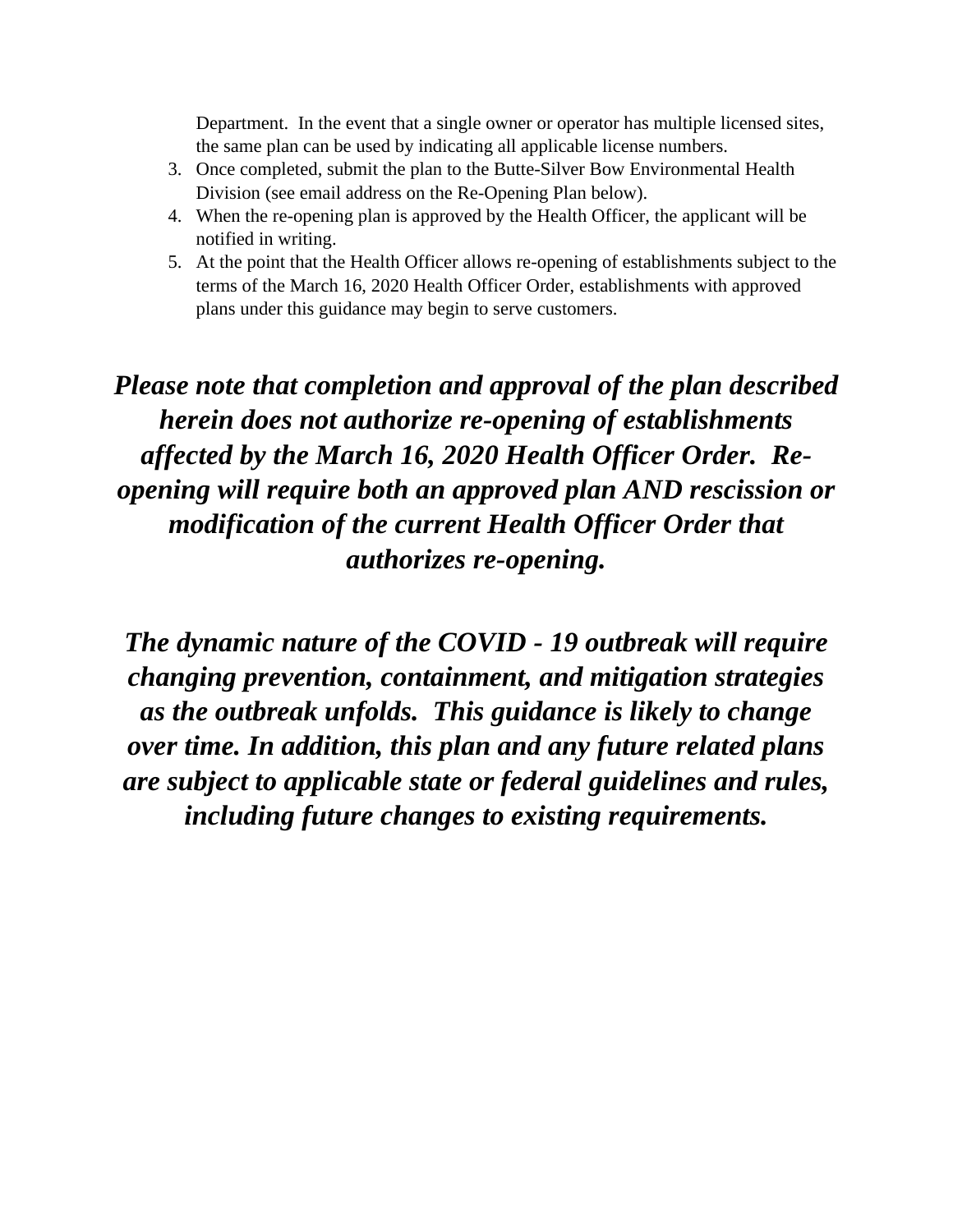Department. In the event that a single owner or operator has multiple licensed sites, the same plan can be used by indicating all applicable license numbers.

3. Once completed, submit the plan to the Butte-Silver Bow Environmental Health Division (see email address on the Re-Opening Plan below).
4. When the re-opening plan is approved by the Health Officer, the applicant will be notified in writing.
5. At the point that the Health Officer allows re-opening of establishments subject to the terms of the March 16, 2020 Health Officer Order, establishments with approved plans under this guidance may begin to serve customers.

***Please note that completion and approval of the plan described herein does not authorize re-opening of establishments affected by the March 16, 2020 Health Officer Order. Re-opening will require both an approved plan AND rescission or modification of the current Health Officer Order that authorizes re-opening.***

***The dynamic nature of the COVID - 19 outbreak will require changing prevention, containment, and mitigation strategies as the outbreak unfolds. This guidance is likely to change over time. In addition, this plan and any future related plans are subject to applicable state or federal guidelines and rules, including future changes to existing requirements.***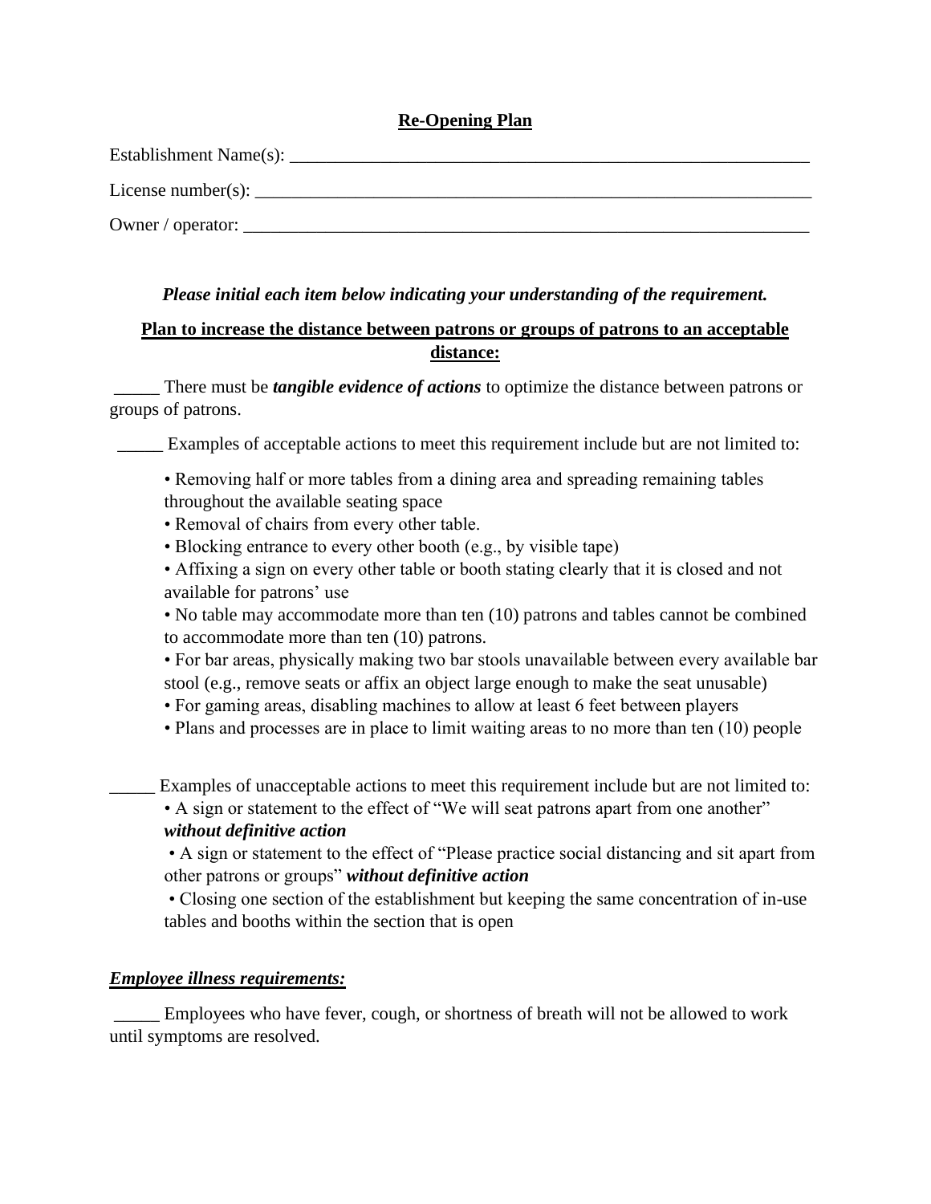## Re-Opening Plan

Establishment Name(s): ___________________________________________________________

License number(s): _______________________________________________________________

Owner / operator: ________________________________________________________________

***Please initial each item below indicating your understanding of the requirement.***

**Plan to increase the distance between patrons or groups of patrons to an acceptable distance:**

_____ There must be ***tangible evidence of actions*** to optimize the distance between patrons or groups of patrons.

_____ Examples of acceptable actions to meet this requirement include but are not limited to:

- Removing half or more tables from a dining area and spreading remaining tables throughout the available seating space
- Removal of chairs from every other table.
- Blocking entrance to every other booth (e.g., by visible tape)
- Affixing a sign on every other table or booth stating clearly that it is closed and not available for patrons' use
- No table may accommodate more than ten (10) patrons and tables cannot be combined to accommodate more than ten (10) patrons.
- For bar areas, physically making two bar stools unavailable between every available bar stool (e.g., remove seats or affix an object large enough to make the seat unusable)
- For gaming areas, disabling machines to allow at least 6 feet between players
- Plans and processes are in place to limit waiting areas to no more than ten (10) people

_____ Examples of unacceptable actions to meet this requirement include but are not limited to:

- A sign or statement to the effect of "We will seat patrons apart from one another" ***without definitive action***
- A sign or statement to the effect of "Please practice social distancing and sit apart from other patrons or groups" ***without definitive action***
- Closing one section of the establishment but keeping the same concentration of in-use tables and booths within the section that is open

***Employee illness requirements:***

_____ Employees who have fever, cough, or shortness of breath will not be allowed to work until symptoms are resolved.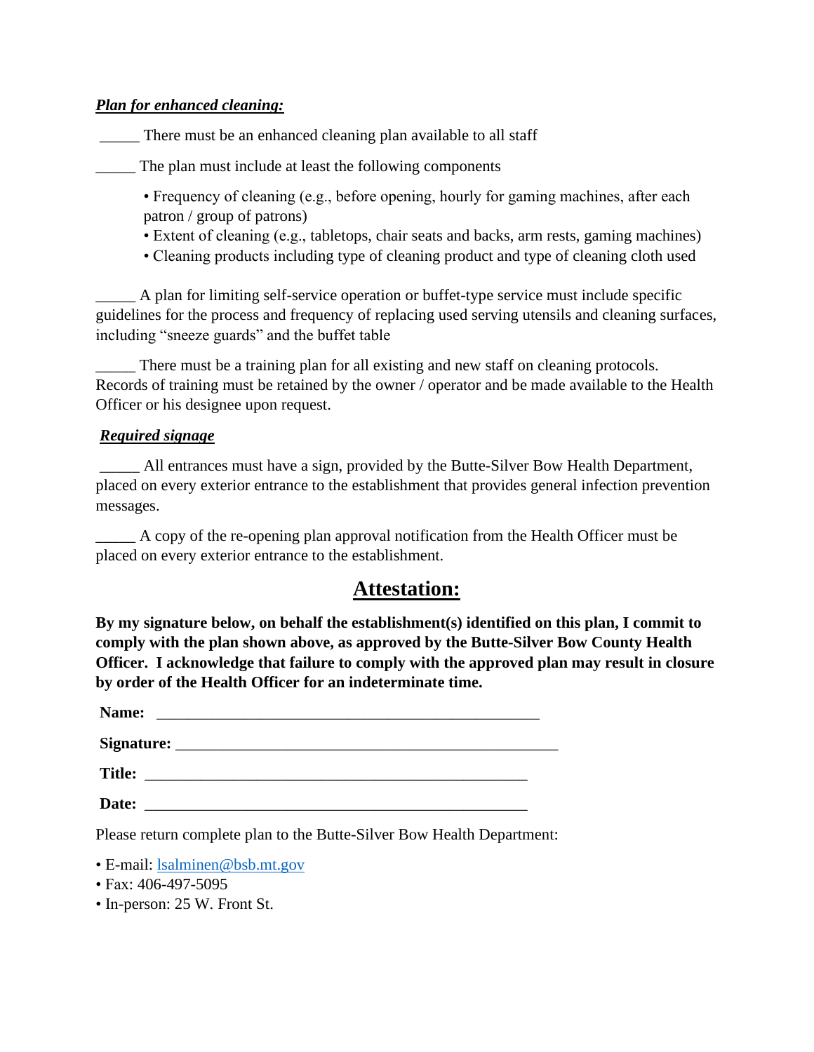***Plan for enhanced cleaning:***

_____ There must be an enhanced cleaning plan available to all staff

_____ The plan must include at least the following components

- Frequency of cleaning (e.g., before opening, hourly for gaming machines, after each patron / group of patrons)
- Extent of cleaning (e.g., tabletops, chair seats and backs, arm rests, gaming machines)
- Cleaning products including type of cleaning product and type of cleaning cloth used

_____ A plan for limiting self-service operation or buffet-type service must include specific guidelines for the process and frequency of replacing used serving utensils and cleaning surfaces, including "sneeze guards" and the buffet table

_____ There must be a training plan for all existing and new staff on cleaning protocols. Records of training must be retained by the owner / operator and be made available to the Health Officer or his designee upon request.

***Required signage***

_____ All entrances must have a sign, provided by the Butte-Silver Bow Health Department, placed on every exterior entrance to the establishment that provides general infection prevention messages.

_____ A copy of the re-opening plan approval notification from the Health Officer must be placed on every exterior entrance to the establishment.

## Attestation:

**By my signature below, on behalf the establishment(s) identified on this plan, I commit to comply with the plan shown above, as approved by the Butte-Silver Bow County Health Officer. I acknowledge that failure to comply with the approved plan may result in closure by order of the Health Officer for an indeterminate time.**

**Name:** ________________________________________________

**Signature:** ________________________________________________

**Title:** ________________________________________________

**Date:** ________________________________________________

Please return complete plan to the Butte-Silver Bow Health Department:

- E-mail: lsalminen@bsb.mt.gov
- Fax: 406-497-5095
- In-person: 25 W. Front St.